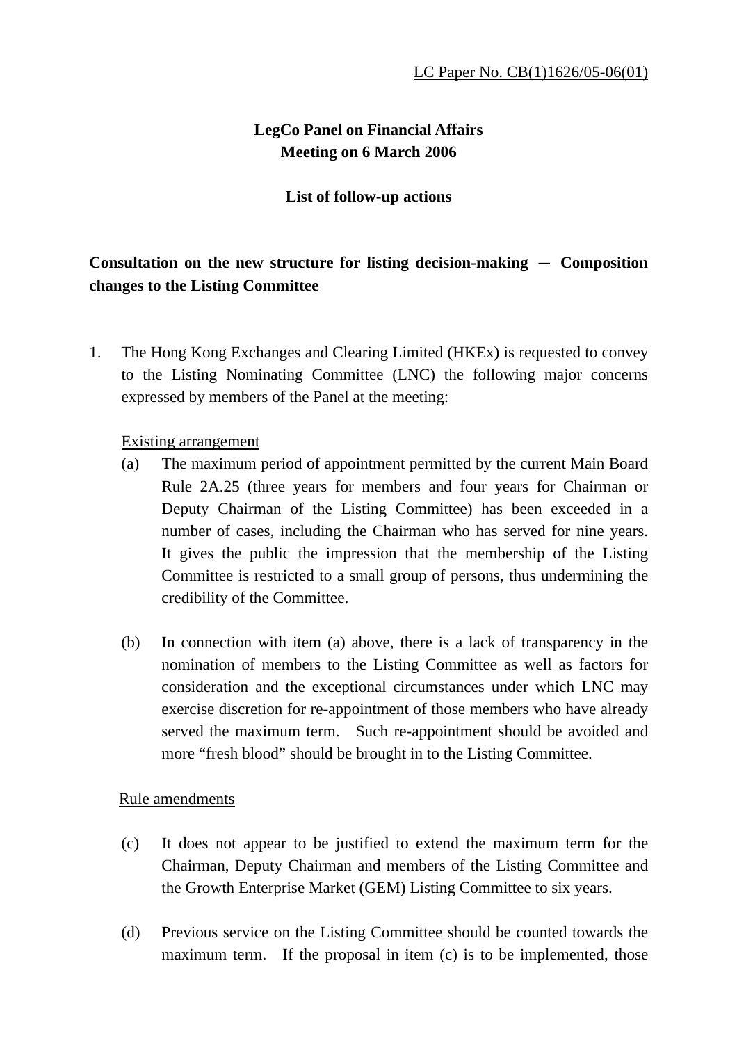LC Paper No. CB(1)1626/05-06(01)

**LegCo Panel on Financial Affairs**
**Meeting on 6 March 2006**

**List of follow-up actions**

## Consultation on the new structure for listing decision-making － Composition changes to the Listing Committee

1. The Hong Kong Exchanges and Clearing Limited (HKEx) is requested to convey to the Listing Nominating Committee (LNC) the following major concerns expressed by members of the Panel at the meeting:

   Existing arrangement

   (a) The maximum period of appointment permitted by the current Main Board Rule 2A.25 (three years for members and four years for Chairman or Deputy Chairman of the Listing Committee) has been exceeded in a number of cases, including the Chairman who has served for nine years. It gives the public the impression that the membership of the Listing Committee is restricted to a small group of persons, thus undermining the credibility of the Committee.

   (b) In connection with item (a) above, there is a lack of transparency in the nomination of members to the Listing Committee as well as factors for consideration and the exceptional circumstances under which LNC may exercise discretion for re-appointment of those members who have already served the maximum term. Such re-appointment should be avoided and more "fresh blood" should be brought in to the Listing Committee.

   Rule amendments

   (c) It does not appear to be justified to extend the maximum term for the Chairman, Deputy Chairman and members of the Listing Committee and the Growth Enterprise Market (GEM) Listing Committee to six years.

   (d) Previous service on the Listing Committee should be counted towards the maximum term. If the proposal in item (c) is to be implemented, those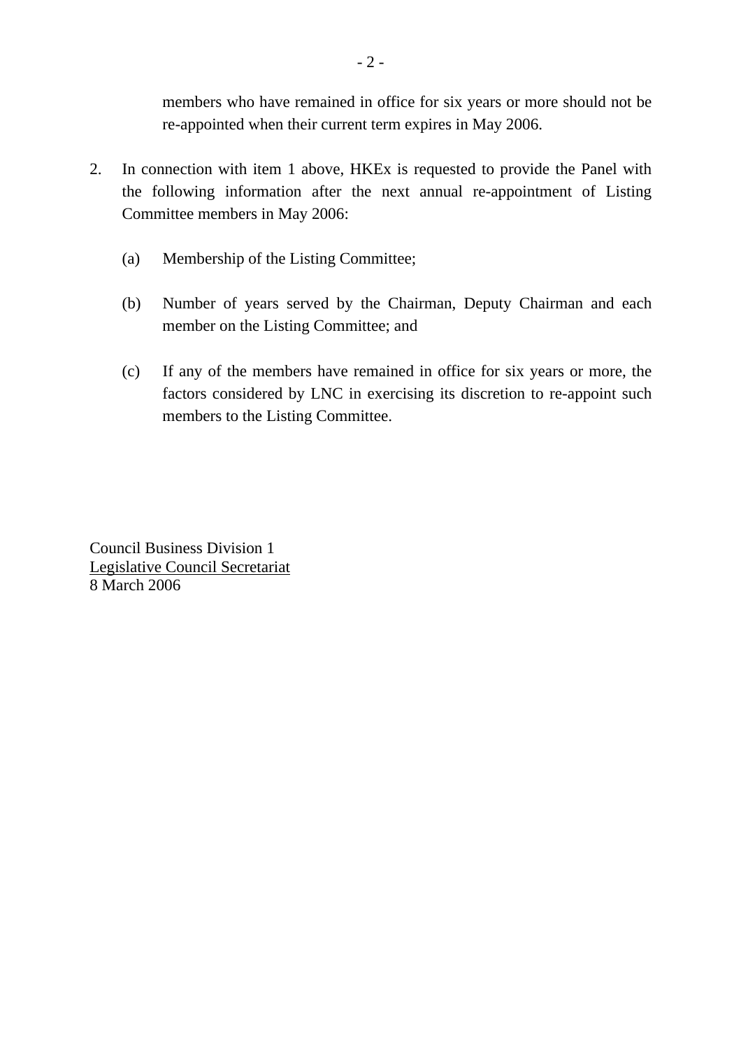members who have remained in office for six years or more should not be re-appointed when their current term expires in May 2006.

2. In connection with item 1 above, HKEx is requested to provide the Panel with the following information after the next annual re-appointment of Listing Committee members in May 2006:

   (a) Membership of the Listing Committee;

   (b) Number of years served by the Chairman, Deputy Chairman and each member on the Listing Committee; and

   (c) If any of the members have remained in office for six years or more, the factors considered by LNC in exercising its discretion to re-appoint such members to the Listing Committee.

Council Business Division 1
Legislative Council Secretariat
8 March 2006